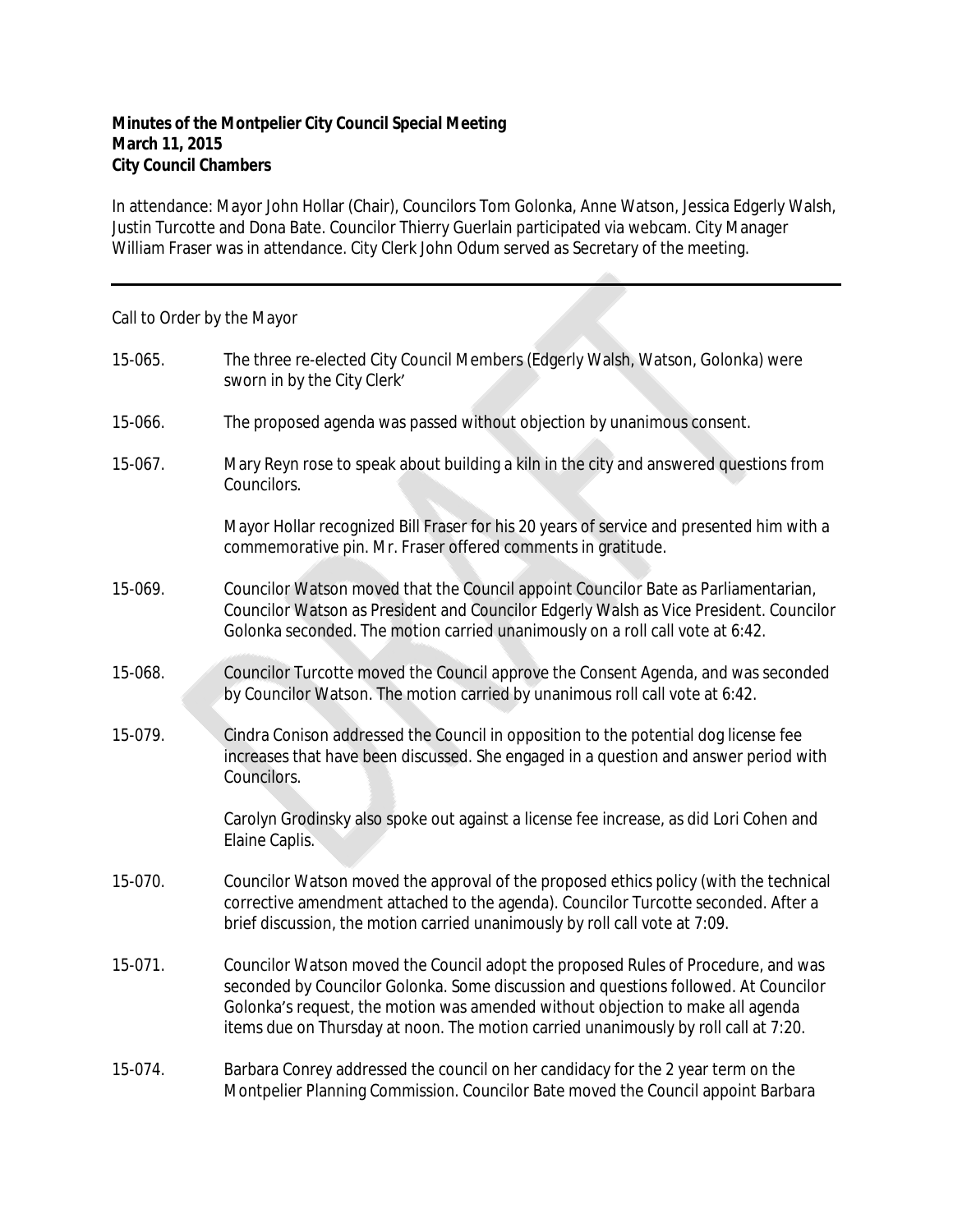**Minutes of the Montpelier City Council Special Meeting**
**March 11, 2015**
**City Council Chambers**

In attendance: Mayor John Hollar (Chair), Councilors Tom Golonka, Anne Watson, Jessica Edgerly Walsh, Justin Turcotte and Dona Bate. Councilor Thierry Guerlain participated via webcam. City Manager William Fraser was in attendance. City Clerk John Odum served as Secretary of the meeting.

---

Call to Order by the Mayor

15-065. The three re-elected City Council Members (Edgerly Walsh, Watson, Golonka) were sworn in by the City Clerk'

15-066. The proposed agenda was passed without objection by unanimous consent.

15-067. Mary Reyn rose to speak about building a kiln in the city and answered questions from Councilors.

Mayor Hollar recognized Bill Fraser for his 20 years of service and presented him with a commemorative pin. Mr. Fraser offered comments in gratitude.

15-069. Councilor Watson moved that the Council appoint Councilor Bate as Parliamentarian, Councilor Watson as President and Councilor Edgerly Walsh as Vice President. Councilor Golonka seconded. The motion carried unanimously on a roll call vote at 6:42.

15-068. Councilor Turcotte moved the Council approve the Consent Agenda, and was seconded by Councilor Watson. The motion carried by unanimous roll call vote at 6:42.

15-079. Cindra Conison addressed the Council in opposition to the potential dog license fee increases that have been discussed. She engaged in a question and answer period with Councilors.

Carolyn Grodinsky also spoke out against a license fee increase, as did Lori Cohen and Elaine Caplis.

15-070. Councilor Watson moved the approval of the proposed ethics policy (with the technical corrective amendment attached to the agenda). Councilor Turcotte seconded. After a brief discussion, the motion carried unanimously by roll call vote at 7:09.

15-071. Councilor Watson moved the Council adopt the proposed Rules of Procedure, and was seconded by Councilor Golonka. Some discussion and questions followed. At Councilor Golonka's request, the motion was amended without objection to make all agenda items due on Thursday at noon. The motion carried unanimously by roll call at 7:20.

15-074. Barbara Conrey addressed the council on her candidacy for the 2 year term on the Montpelier Planning Commission. Councilor Bate moved the Council appoint Barbara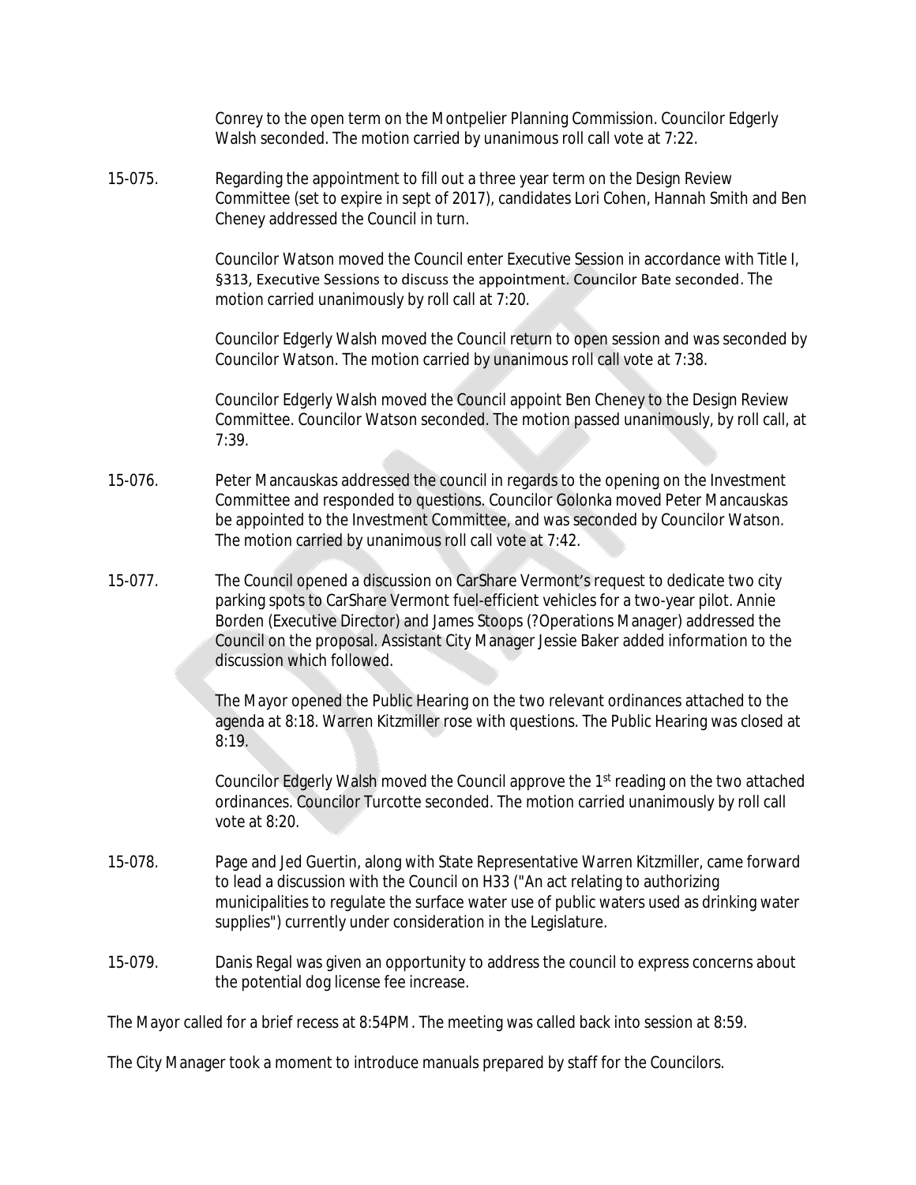Conrey to the open term on the Montpelier Planning Commission. Councilor Edgerly Walsh seconded. The motion carried by unanimous roll call vote at 7:22.

15-075. Regarding the appointment to fill out a three year term on the Design Review Committee (set to expire in sept of 2017), candidates Lori Cohen, Hannah Smith and Ben Cheney addressed the Council in turn.

Councilor Watson moved the Council enter Executive Session in accordance with Title I, §313, Executive Sessions to discuss the appointment. Councilor Bate seconded. The motion carried unanimously by roll call at 7:20.

Councilor Edgerly Walsh moved the Council return to open session and was seconded by Councilor Watson. The motion carried by unanimous roll call vote at 7:38.

Councilor Edgerly Walsh moved the Council appoint Ben Cheney to the Design Review Committee. Councilor Watson seconded. The motion passed unanimously, by roll call, at 7:39.

15-076. Peter Mancauskas addressed the council in regards to the opening on the Investment Committee and responded to questions. Councilor Golonka moved Peter Mancauskas be appointed to the Investment Committee, and was seconded by Councilor Watson. The motion carried by unanimous roll call vote at 7:42.

15-077. The Council opened a discussion on CarShare Vermont's request to dedicate two city parking spots to CarShare Vermont fuel-efficient vehicles for a two-year pilot. Annie Borden (Executive Director) and James Stoops (?Operations Manager) addressed the Council on the proposal. Assistant City Manager Jessie Baker added information to the discussion which followed.

The Mayor opened the Public Hearing on the two relevant ordinances attached to the agenda at 8:18. Warren Kitzmiller rose with questions. The Public Hearing was closed at 8:19.

Councilor Edgerly Walsh moved the Council approve the 1st reading on the two attached ordinances. Councilor Turcotte seconded. The motion carried unanimously by roll call vote at 8:20.

15-078. Page and Jed Guertin, along with State Representative Warren Kitzmiller, came forward to lead a discussion with the Council on H33 ("An act relating to authorizing municipalities to regulate the surface water use of public waters used as drinking water supplies") currently under consideration in the Legislature.

15-079. Danis Regal was given an opportunity to address the council to express concerns about the potential dog license fee increase.

The Mayor called for a brief recess at 8:54PM. The meeting was called back into session at 8:59.

The City Manager took a moment to introduce manuals prepared by staff for the Councilors.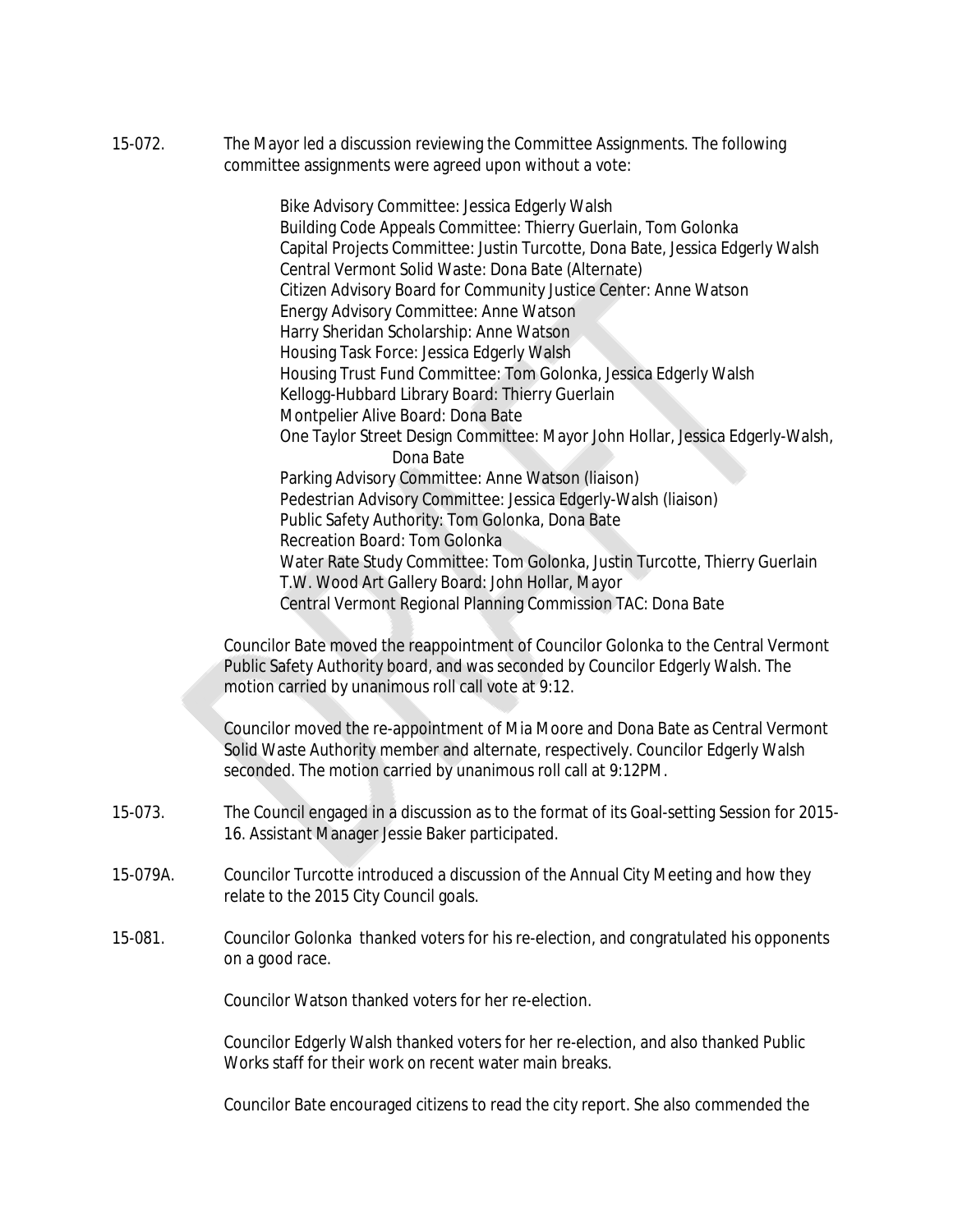15-072. The Mayor led a discussion reviewing the Committee Assignments. The following committee assignments were agreed upon without a vote:

Bike Advisory Committee: Jessica Edgerly Walsh
Building Code Appeals Committee: Thierry Guerlain, Tom Golonka
Capital Projects Committee: Justin Turcotte, Dona Bate, Jessica Edgerly Walsh
Central Vermont Solid Waste: Dona Bate (Alternate)
Citizen Advisory Board for Community Justice Center: Anne Watson
Energy Advisory Committee: Anne Watson
Harry Sheridan Scholarship: Anne Watson
Housing Task Force: Jessica Edgerly Walsh
Housing Trust Fund Committee: Tom Golonka, Jessica Edgerly Walsh
Kellogg-Hubbard Library Board: Thierry Guerlain
Montpelier Alive Board: Dona Bate
One Taylor Street Design Committee: Mayor John Hollar, Jessica Edgerly-Walsh, Dona Bate
Parking Advisory Committee: Anne Watson (liaison)
Pedestrian Advisory Committee: Jessica Edgerly-Walsh (liaison)
Public Safety Authority: Tom Golonka, Dona Bate
Recreation Board: Tom Golonka
Water Rate Study Committee: Tom Golonka, Justin Turcotte, Thierry Guerlain
T.W. Wood Art Gallery Board: John Hollar, Mayor
Central Vermont Regional Planning Commission TAC: Dona Bate

Councilor Bate moved the reappointment of Councilor Golonka to the Central Vermont Public Safety Authority board, and was seconded by Councilor Edgerly Walsh. The motion carried by unanimous roll call vote at 9:12.

Councilor moved the re-appointment of Mia Moore and Dona Bate as Central Vermont Solid Waste Authority member and alternate, respectively. Councilor Edgerly Walsh seconded. The motion carried by unanimous roll call at 9:12PM.

15-073. The Council engaged in a discussion as to the format of its Goal-setting Session for 2015-16. Assistant Manager Jessie Baker participated.

15-079A. Councilor Turcotte introduced a discussion of the Annual City Meeting and how they relate to the 2015 City Council goals.

15-081. Councilor Golonka thanked voters for his re-election, and congratulated his opponents on a good race.

Councilor Watson thanked voters for her re-election.

Councilor Edgerly Walsh thanked voters for her re-election, and also thanked Public Works staff for their work on recent water main breaks.

Councilor Bate encouraged citizens to read the city report. She also commended the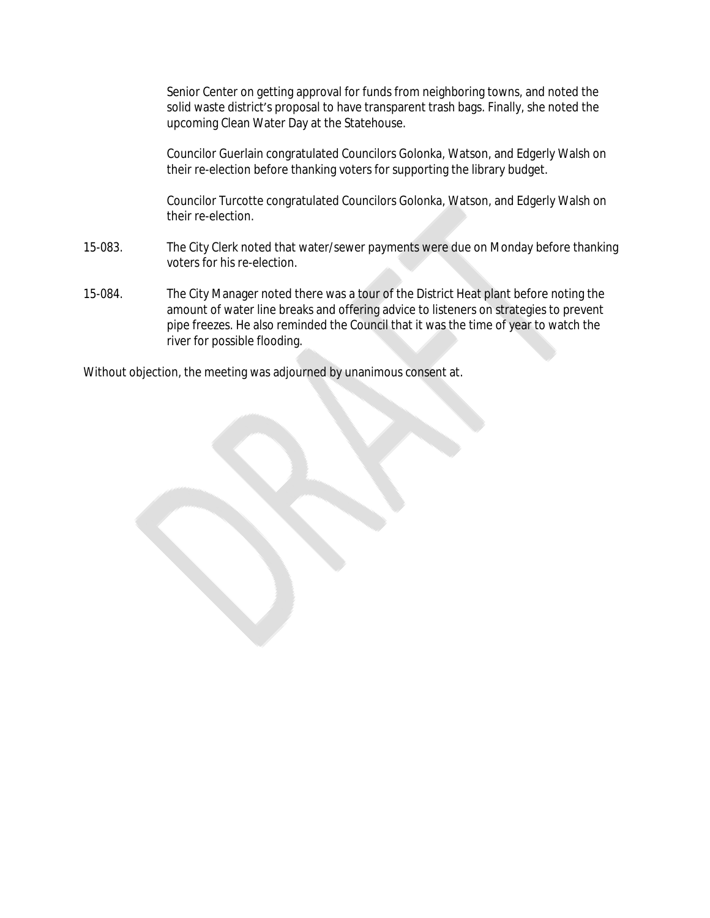Senior Center on getting approval for funds from neighboring towns, and noted the solid waste district's proposal to have transparent trash bags. Finally, she noted the upcoming Clean Water Day at the Statehouse.

Councilor Guerlain congratulated Councilors Golonka, Watson, and Edgerly Walsh on their re-election before thanking voters for supporting the library budget.

Councilor Turcotte congratulated Councilors Golonka, Watson, and Edgerly Walsh on their re-election.

15-083. The City Clerk noted that water/sewer payments were due on Monday before thanking voters for his re-election.

15-084. The City Manager noted there was a tour of the District Heat plant before noting the amount of water line breaks and offering advice to listeners on strategies to prevent pipe freezes. He also reminded the Council that it was the time of year to watch the river for possible flooding.

Without objection, the meeting was adjourned by unanimous consent at.